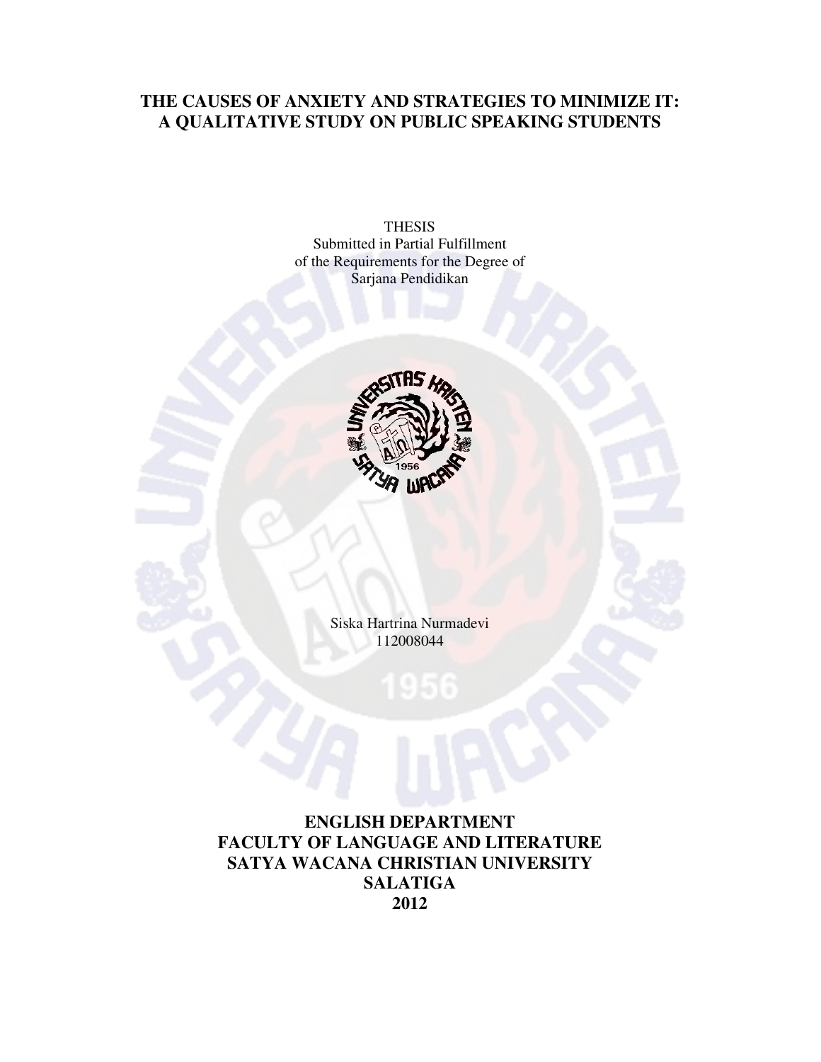# THE CAUSES OF ANXIETY AND STRATEGIES TO MINIMIZE IT: A QUALITATIVE STUDY ON PUBLIC SPEAKING STUDENTS

THESIS
Submitted in Partial Fulfillment
of the Requirements for the Degree of
Sarjana Pendidikan

Siska Hartrina Nurmadevi
112008044

**ENGLISH DEPARTMENT**
**FACULTY OF LANGUAGE AND LITERATURE**
**SATYA WACANA CHRISTIAN UNIVERSITY**
**SALATIGA**
**2012**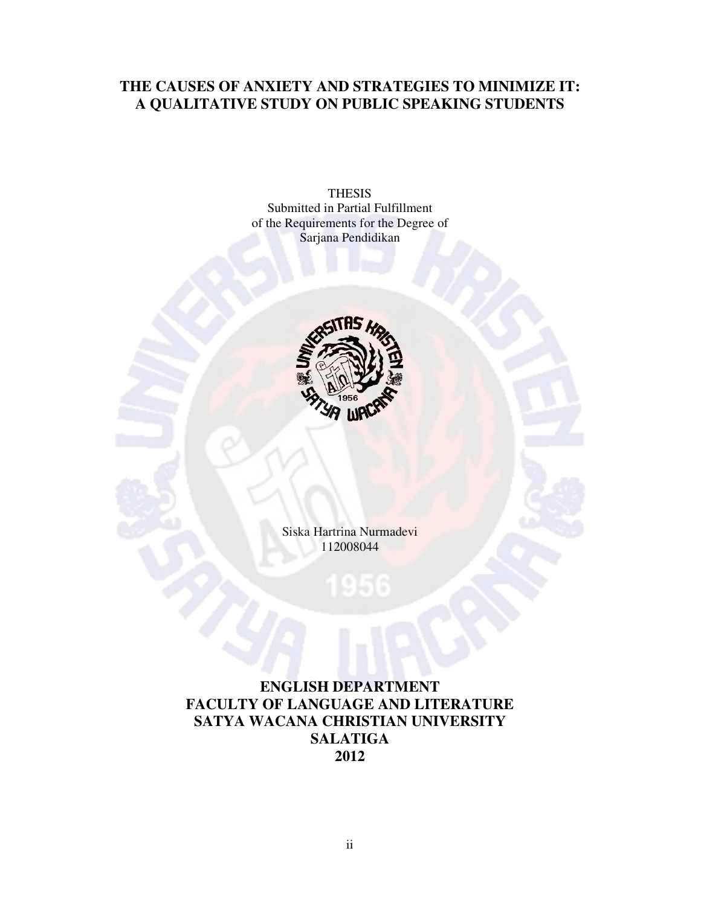# THE CAUSES OF ANXIETY AND STRATEGIES TO MINIMIZE IT: A QUALITATIVE STUDY ON PUBLIC SPEAKING STUDENTS

THESIS
Submitted in Partial Fulfillment
of the Requirements for the Degree of
Sarjana Pendidikan

Siska Hartrina Nurmadevi
112008044

**ENGLISH DEPARTMENT**
**FACULTY OF LANGUAGE AND LITERATURE**
**SATYA WACANA CHRISTIAN UNIVERSITY**
**SALATIGA**
**2012**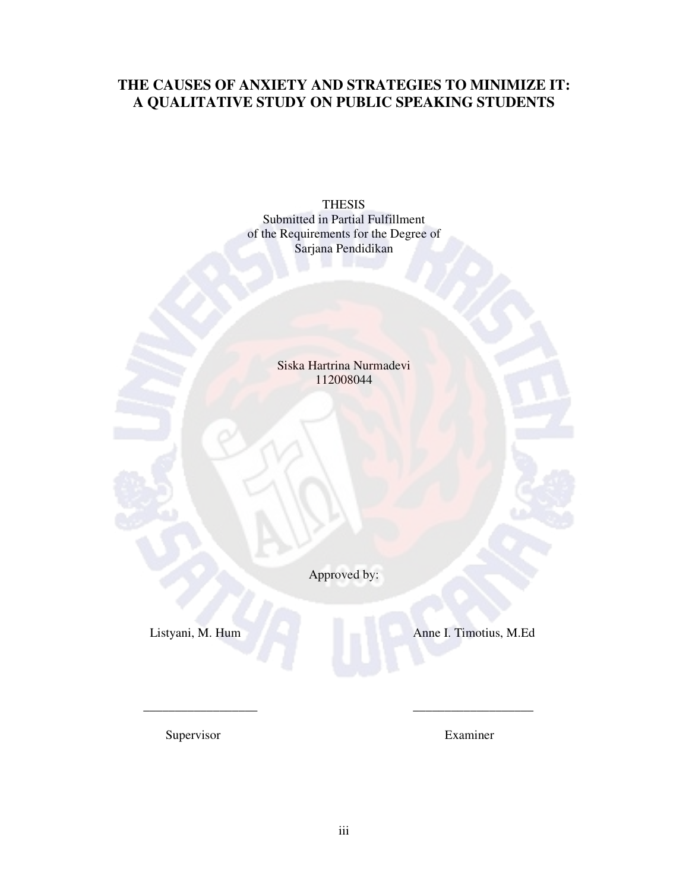# THE CAUSES OF ANXIETY AND STRATEGIES TO MINIMIZE IT: A QUALITATIVE STUDY ON PUBLIC SPEAKING STUDENTS

THESIS
Submitted in Partial Fulfillment
of the Requirements for the Degree of
Sarjana Pendidikan

Siska Hartrina Nurmadevi
112008044

Approved by:

Listyani, M. Hum

_________________

Supervisor

Anne I. Timotius, M.Ed

_________________

Examiner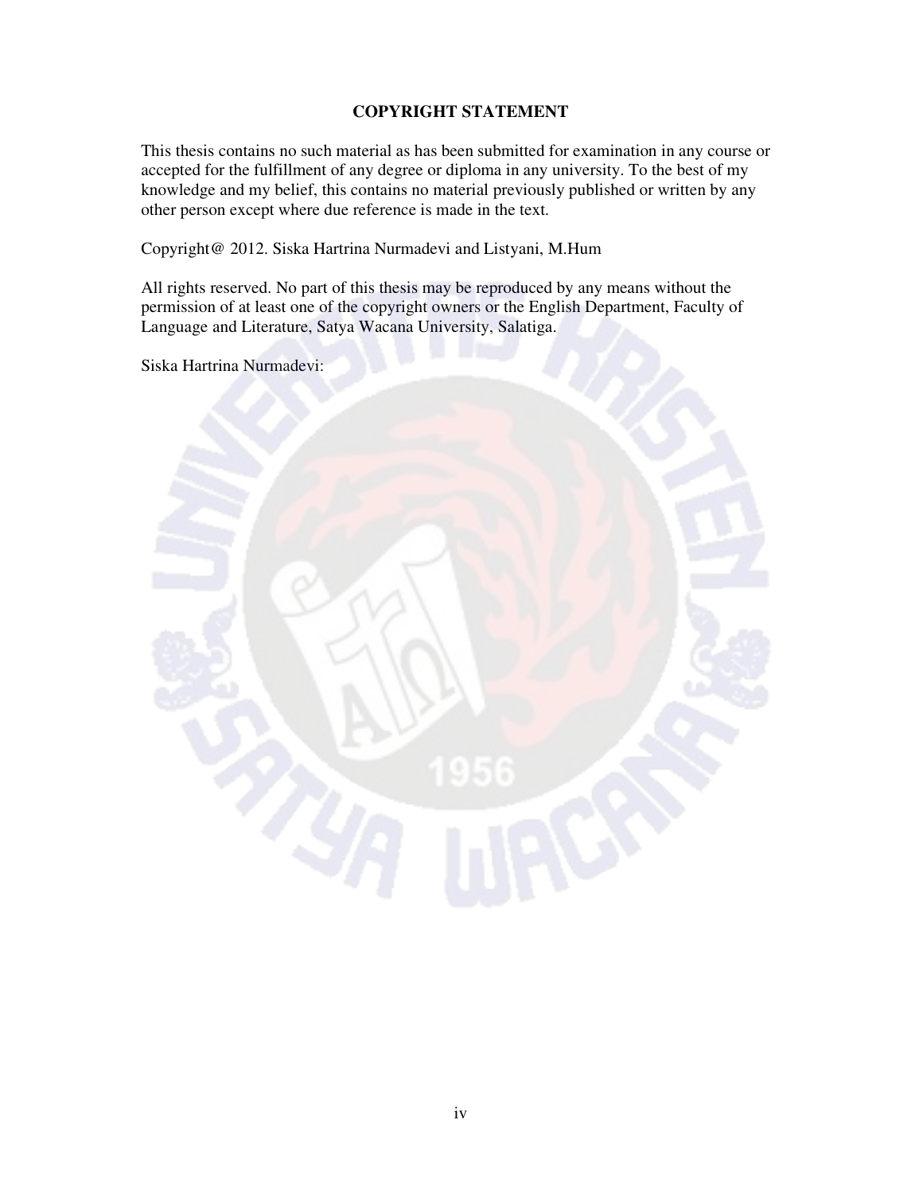## COPYRIGHT STATEMENT

This thesis contains no such material as has been submitted for examination in any course or accepted for the fulfillment of any degree or diploma in any university. To the best of my knowledge and my belief, this contains no material previously published or written by any other person except where due reference is made in the text.

Copyright@ 2012. Siska Hartrina Nurmadevi and Listyani, M.Hum

All rights reserved. No part of this thesis may be reproduced by any means without the permission of at least one of the copyright owners or the English Department, Faculty of Language and Literature, Satya Wacana University, Salatiga.

Siska Hartrina Nurmadevi: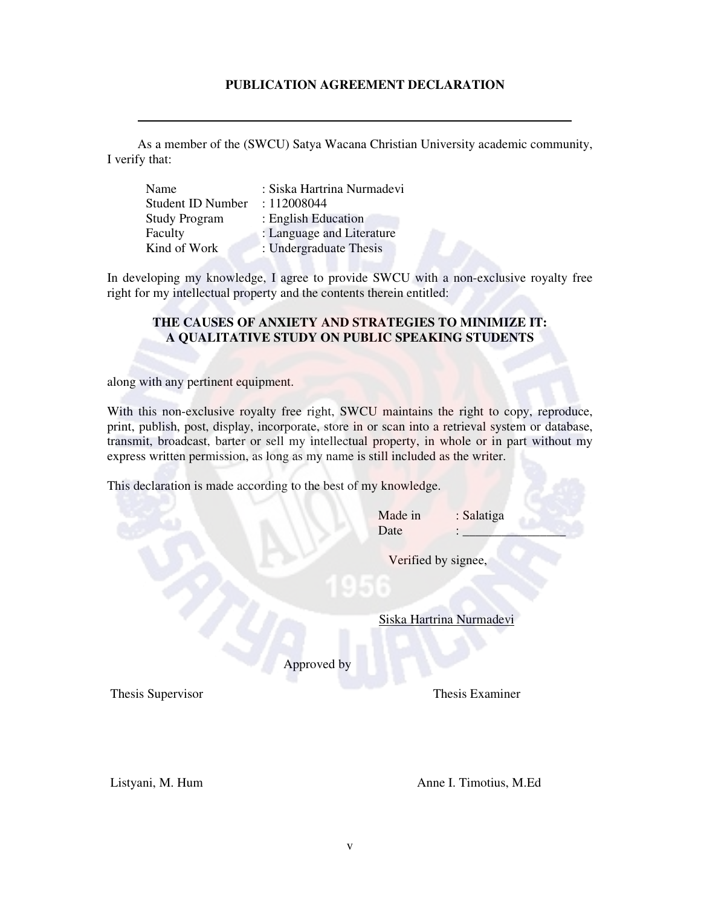# PUBLICATION AGREEMENT DECLARATION

---

As a member of the (SWCU) Satya Wacana Christian University academic community, I verify that:

| | |
|---|---|
| Name | : Siska Hartrina Nurmadevi |
| Student ID Number | : 112008044 |
| Study Program | : English Education |
| Faculty | : Language and Literature |
| Kind of Work | : Undergraduate Thesis |

In developing my knowledge, I agree to provide SWCU with a non-exclusive royalty free right for my intellectual property and the contents therein entitled:

**THE CAUSES OF ANXIETY AND STRATEGIES TO MINIMIZE IT: A QUALITATIVE STUDY ON PUBLIC SPEAKING STUDENTS**

along with any pertinent equipment.

With this non-exclusive royalty free right, SWCU maintains the right to copy, reproduce, print, publish, post, display, incorporate, store in or scan into a retrieval system or database, transmit, broadcast, barter or sell my intellectual property, in whole or in part without my express written permission, as long as my name is still included as the writer.

This declaration is made according to the best of my knowledge.

Made in : Salatiga
Date : ________________

Verified by signee,

Siska Hartrina Nurmadevi

Approved by

| | |
|---|---|
| Thesis Supervisor | Thesis Examiner |
| Listyani, M. Hum | Anne I. Timotius, M.Ed |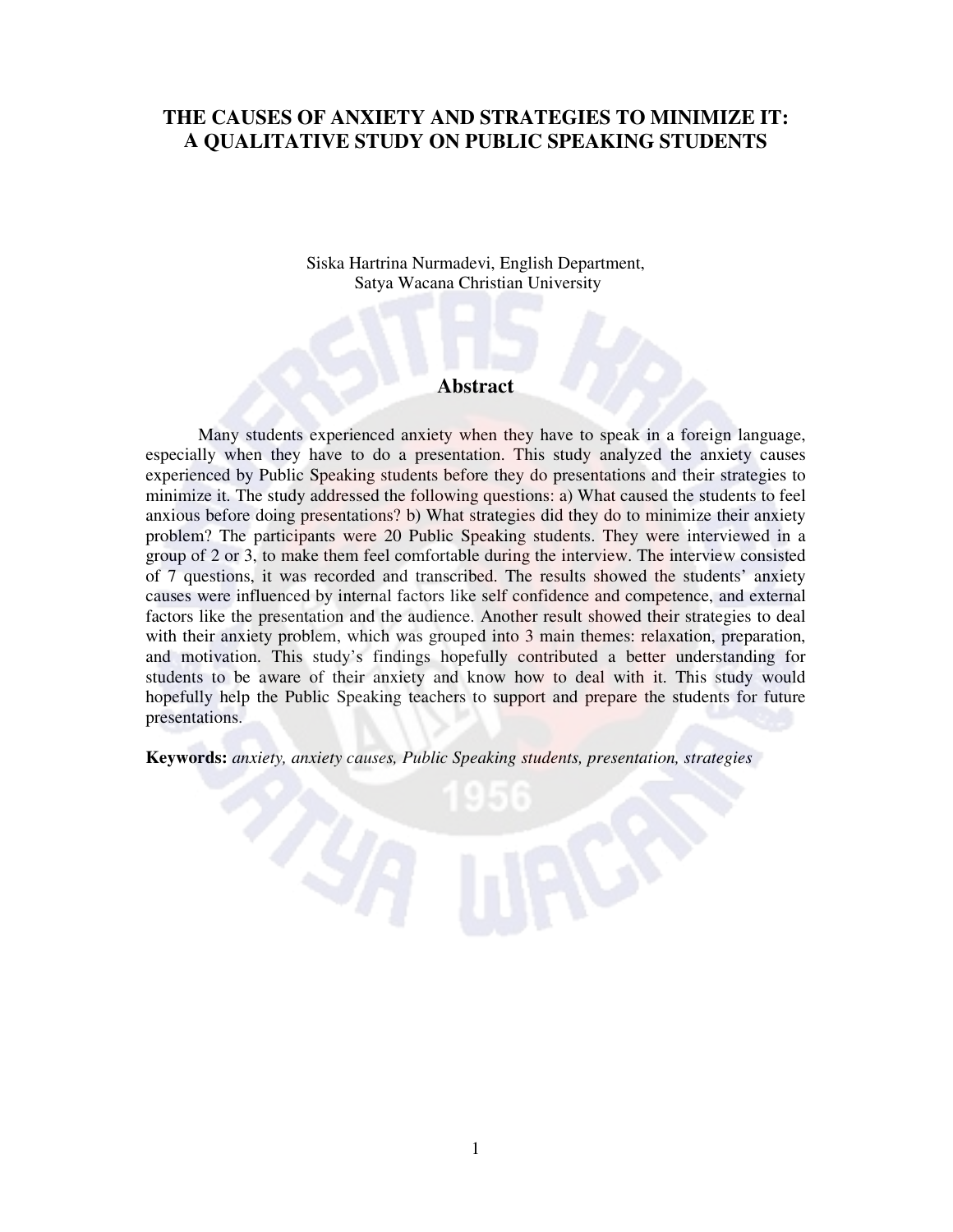# THE CAUSES OF ANXIETY AND STRATEGIES TO MINIMIZE IT: A QUALITATIVE STUDY ON PUBLIC SPEAKING STUDENTS

Siska Hartrina Nurmadevi, English Department,
Satya Wacana Christian University

## Abstract

Many students experienced anxiety when they have to speak in a foreign language, especially when they have to do a presentation. This study analyzed the anxiety causes experienced by Public Speaking students before they do presentations and their strategies to minimize it. The study addressed the following questions: a) What caused the students to feel anxious before doing presentations? b) What strategies did they do to minimize their anxiety problem? The participants were 20 Public Speaking students. They were interviewed in a group of 2 or 3, to make them feel comfortable during the interview. The interview consisted of 7 questions, it was recorded and transcribed. The results showed the students' anxiety causes were influenced by internal factors like self confidence and competence, and external factors like the presentation and the audience. Another result showed their strategies to deal with their anxiety problem, which was grouped into 3 main themes: relaxation, preparation, and motivation. This study's findings hopefully contributed a better understanding for students to be aware of their anxiety and know how to deal with it. This study would hopefully help the Public Speaking teachers to support and prepare the students for future presentations.

**Keywords:** *anxiety, anxiety causes, Public Speaking students, presentation, strategies*